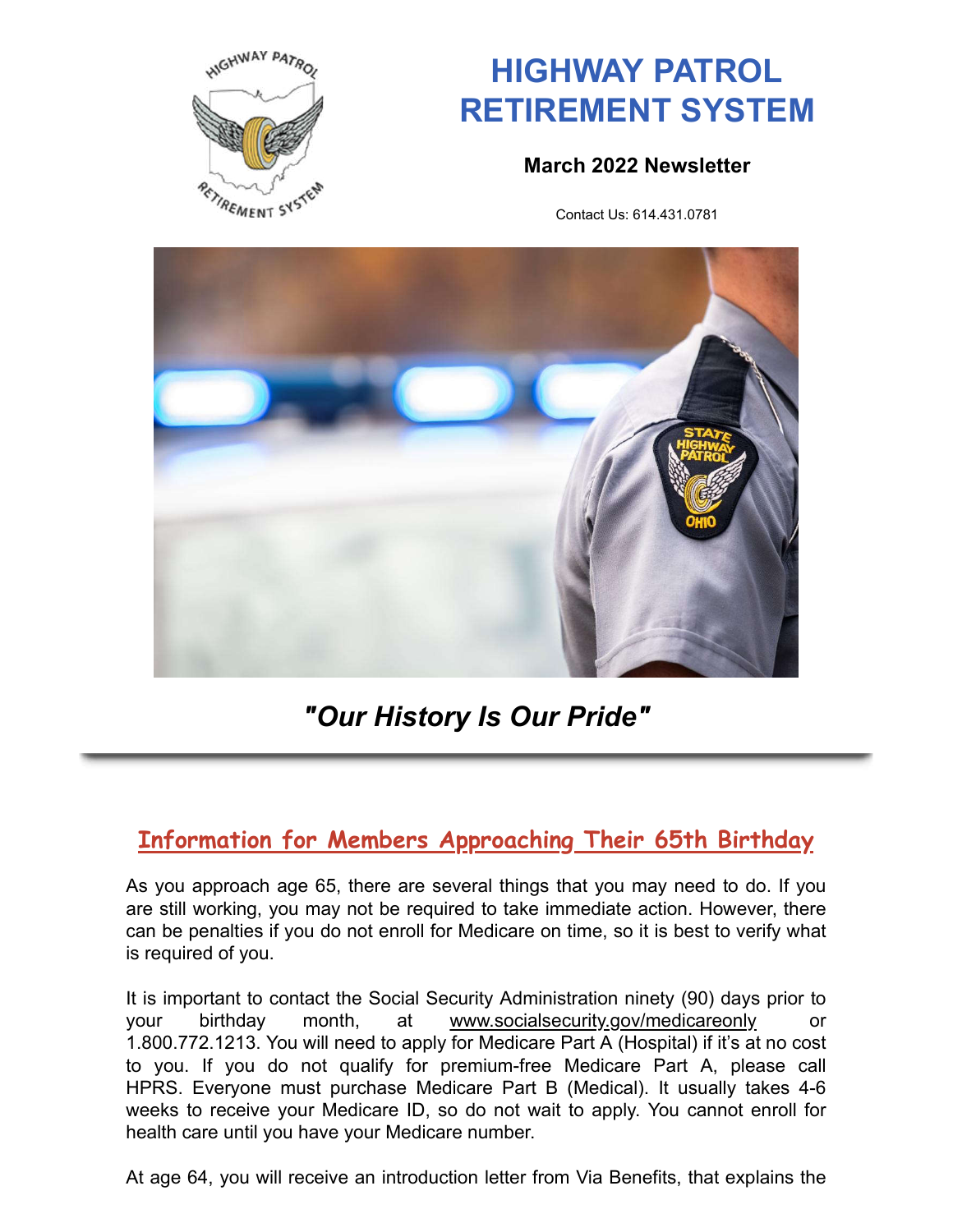# HIGHWAY PATROL RETIREMENT SYSTEM

**March 2022 Newsletter**

Contact Us: 614.431.0781

## *"Our History Is Our Pride"*

---

## Information for Members Approaching Their 65th Birthday

As you approach age 65, there are several things that you may need to do. If you are still working, you may not be required to take immediate action. However, there can be penalties if you do not enroll for Medicare on time, so it is best to verify what is required of you.

It is important to contact the Social Security Administration ninety (90) days prior to your birthday month, at www.socialsecurity.gov/medicareonly or 1.800.772.1213. You will need to apply for Medicare Part A (Hospital) if it's at no cost to you. If you do not qualify for premium-free Medicare Part A, please call HPRS. Everyone must purchase Medicare Part B (Medical). It usually takes 4-6 weeks to receive your Medicare ID, so do not wait to apply. You cannot enroll for health care until you have your Medicare number.

At age 64, you will receive an introduction letter from Via Benefits, that explains the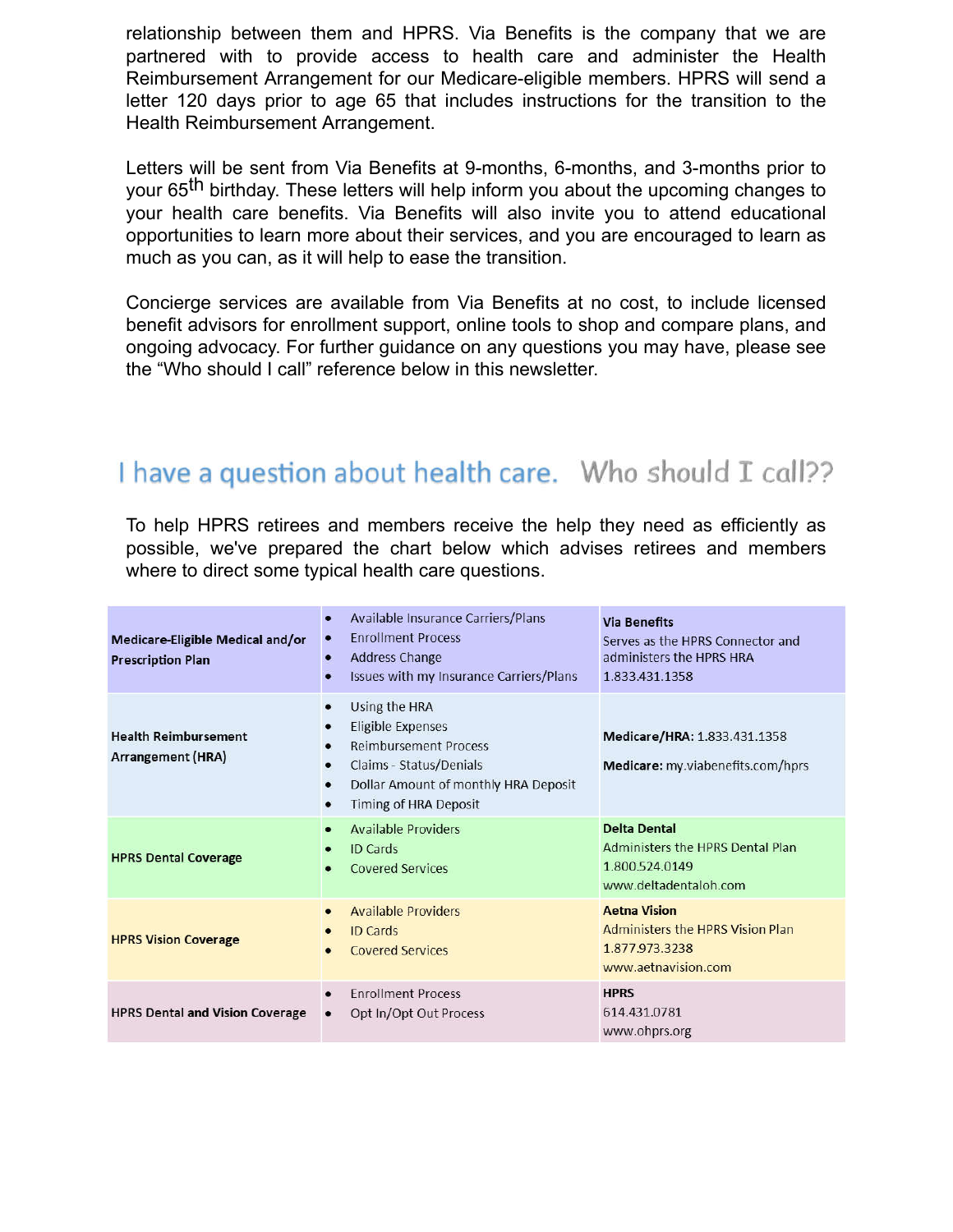relationship between them and HPRS. Via Benefits is the company that we are partnered with to provide access to health care and administer the Health Reimbursement Arrangement for our Medicare-eligible members. HPRS will send a letter 120 days prior to age 65 that includes instructions for the transition to the Health Reimbursement Arrangement.

Letters will be sent from Via Benefits at 9-months, 6-months, and 3-months prior to your 65th birthday. These letters will help inform you about the upcoming changes to your health care benefits. Via Benefits will also invite you to attend educational opportunities to learn more about their services, and you are encouraged to learn as much as you can, as it will help to ease the transition.

Concierge services are available from Via Benefits at no cost, to include licensed benefit advisors for enrollment support, online tools to shop and compare plans, and ongoing advocacy. For further guidance on any questions you may have, please see the “Who should I call” reference below in this newsletter.

## I have a question about health care. *Who should I call??*

To help HPRS retirees and members receive the help they need as efficiently as possible, we've prepared the chart below which advises retirees and members where to direct some typical health care questions.

| | | |
|---|---|---|
| **Medicare-Eligible Medical and/or Prescription Plan** | • Available Insurance Carriers/Plans<br>• Enrollment Process<br>• Address Change<br>• Issues with my Insurance Carriers/Plans | **Via Benefits**<br>Serves as the HPRS Connector and administers the HPRS HRA<br>1.833.431.1358 |
| **Health Reimbursement Arrangement (HRA)** | • Using the HRA<br>• Eligible Expenses<br>• Reimbursement Process<br>• Claims - Status/Denials<br>• Dollar Amount of monthly HRA Deposit<br>• Timing of HRA Deposit | **Medicare/HRA:** 1.833.431.1358<br><br>**Medicare:** my.viabenefits.com/hprs |
| **HPRS Dental Coverage** | • Available Providers<br>• ID Cards<br>• Covered Services | **Delta Dental**<br>Administers the HPRS Dental Plan<br>1.800.524.0149<br>www.deltadentaloh.com |
| **HPRS Vision Coverage** | • Available Providers<br>• ID Cards<br>• Covered Services | **Aetna Vision**<br>Administers the HPRS Vision Plan<br>1.877.973.3238<br>www.aetnavision.com |
| **HPRS Dental and Vision Coverage** | • Enrollment Process<br>• Opt In/Opt Out Process | **HPRS**<br>614.431.0781<br>www.ohprs.org |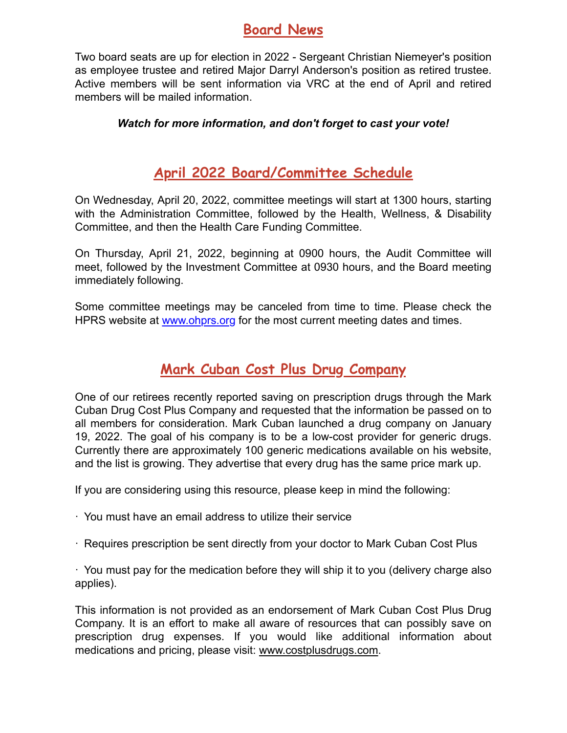## Board News

Two board seats are up for election in 2022 - Sergeant Christian Niemeyer's position as employee trustee and retired Major Darryl Anderson's position as retired trustee. Active members will be sent information via VRC at the end of April and retired members will be mailed information.

***Watch for more information, and don't forget to cast your vote!***

## April 2022 Board/Committee Schedule

On Wednesday, April 20, 2022, committee meetings will start at 1300 hours, starting with the Administration Committee, followed by the Health, Wellness, & Disability Committee, and then the Health Care Funding Committee.

On Thursday, April 21, 2022, beginning at 0900 hours, the Audit Committee will meet, followed by the Investment Committee at 0930 hours, and the Board meeting immediately following.

Some committee meetings may be canceled from time to time. Please check the HPRS website at www.ohprs.org for the most current meeting dates and times.

## Mark Cuban Cost Plus Drug Company

One of our retirees recently reported saving on prescription drugs through the Mark Cuban Drug Cost Plus Company and requested that the information be passed on to all members for consideration. Mark Cuban launched a drug company on January 19, 2022. The goal of his company is to be a low-cost provider for generic drugs. Currently there are approximately 100 generic medications available on his website, and the list is growing. They advertise that every drug has the same price mark up.

If you are considering using this resource, please keep in mind the following:

- You must have an email address to utilize their service
- Requires prescription be sent directly from your doctor to Mark Cuban Cost Plus
- You must pay for the medication before they will ship it to you (delivery charge also applies).

This information is not provided as an endorsement of Mark Cuban Cost Plus Drug Company. It is an effort to make all aware of resources that can possibly save on prescription drug expenses. If you would like additional information about medications and pricing, please visit: www.costplusdrugs.com.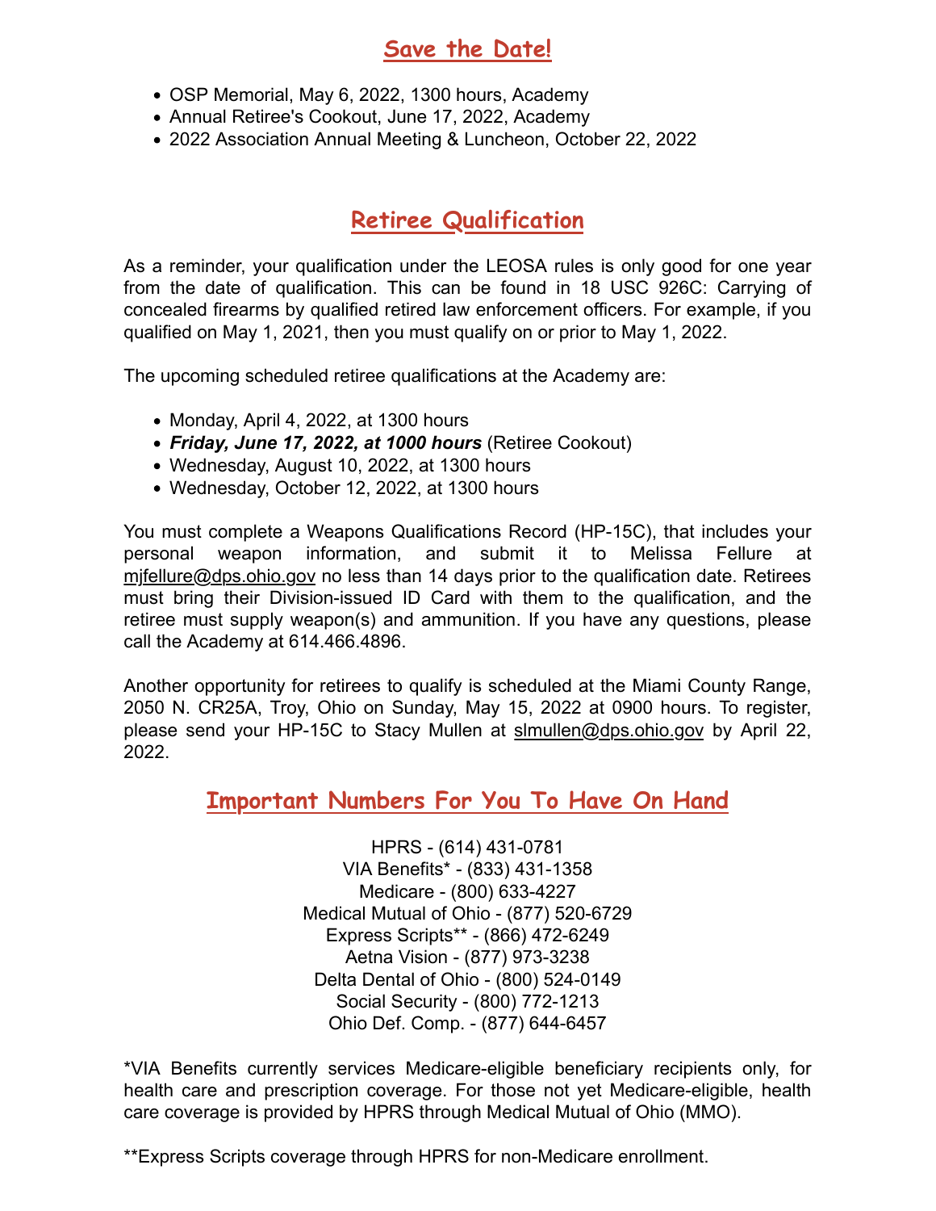## Save the Date!

- OSP Memorial, May 6, 2022, 1300 hours, Academy
- Annual Retiree's Cookout, June 17, 2022, Academy
- 2022 Association Annual Meeting & Luncheon, October 22, 2022

## Retiree Qualification

As a reminder, your qualification under the LEOSA rules is only good for one year from the date of qualification. This can be found in 18 USC 926C: Carrying of concealed firearms by qualified retired law enforcement officers. For example, if you qualified on May 1, 2021, then you must qualify on or prior to May 1, 2022.

The upcoming scheduled retiree qualifications at the Academy are:

- Monday, April 4, 2022, at 1300 hours
- ***Friday, June 17, 2022, at 1000 hours*** (Retiree Cookout)
- Wednesday, August 10, 2022, at 1300 hours
- Wednesday, October 12, 2022, at 1300 hours

You must complete a Weapons Qualifications Record (HP-15C), that includes your personal weapon information, and submit it to Melissa Fellure at mjfellure@dps.ohio.gov no less than 14 days prior to the qualification date. Retirees must bring their Division-issued ID Card with them to the qualification, and the retiree must supply weapon(s) and ammunition. If you have any questions, please call the Academy at 614.466.4896.

Another opportunity for retirees to qualify is scheduled at the Miami County Range, 2050 N. CR25A, Troy, Ohio on Sunday, May 15, 2022 at 0900 hours. To register, please send your HP-15C to Stacy Mullen at slmullen@dps.ohio.gov by April 22, 2022.

## Important Numbers For You To Have On Hand

HPRS - (614) 431-0781
VIA Benefits* - (833) 431-1358
Medicare - (800) 633-4227
Medical Mutual of Ohio - (877) 520-6729
Express Scripts** - (866) 472-6249
Aetna Vision - (877) 973-3238
Delta Dental of Ohio - (800) 524-0149
Social Security - (800) 772-1213
Ohio Def. Comp. - (877) 644-6457

*VIA Benefits currently services Medicare-eligible beneficiary recipients only, for health care and prescription coverage. For those not yet Medicare-eligible, health care coverage is provided by HPRS through Medical Mutual of Ohio (MMO).

**Express Scripts coverage through HPRS for non-Medicare enrollment.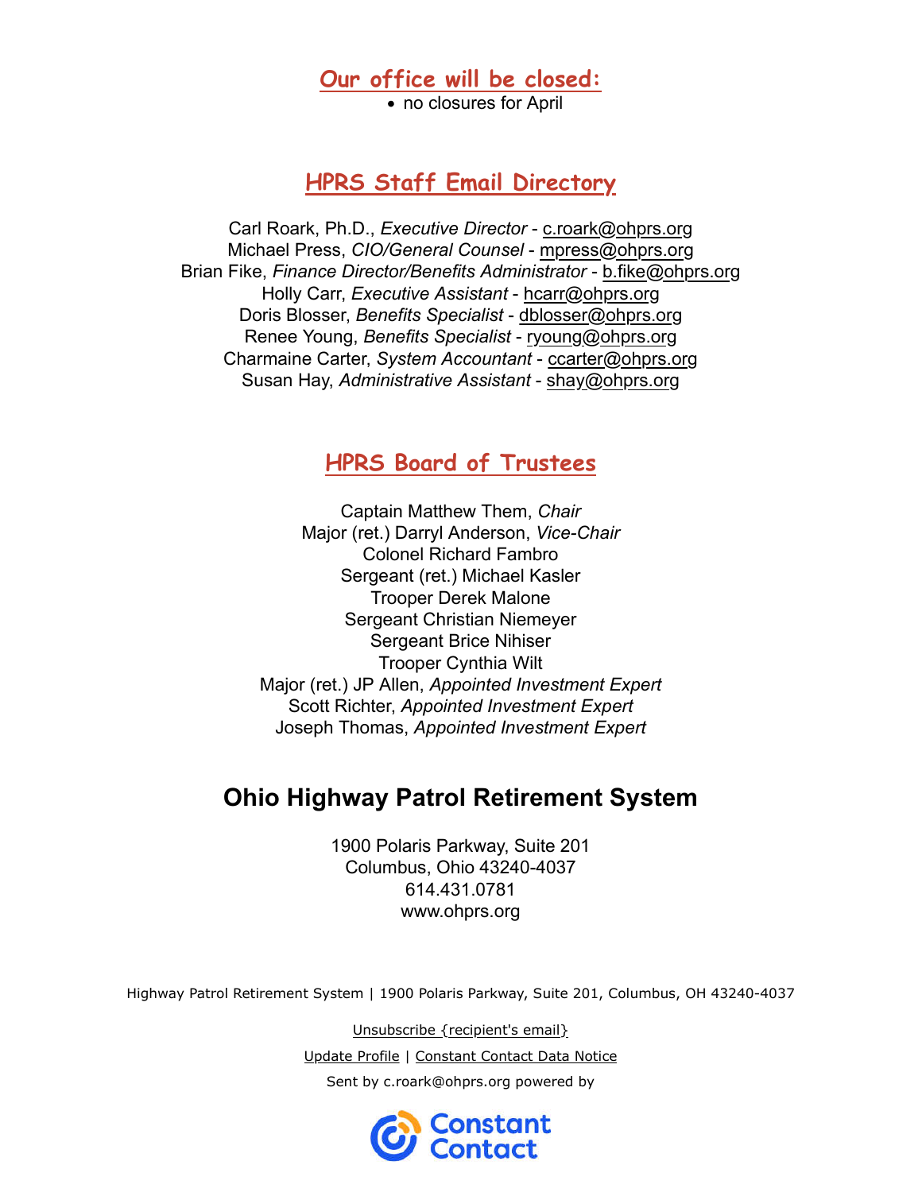## Our office will be closed:

- no closures for April

## HPRS Staff Email Directory

Carl Roark, Ph.D., *Executive Director* - c.roark@ohprs.org
Michael Press, *CIO/General Counsel* - mpress@ohprs.org
Brian Fike, *Finance Director/Benefits Administrator* - b.fike@ohprs.org
Holly Carr, *Executive Assistant* - hcarr@ohprs.org
Doris Blosser, *Benefits Specialist* - dblosser@ohprs.org
Renee Young, *Benefits Specialist* - ryoung@ohprs.org
Charmaine Carter, *System Accountant* - ccarter@ohprs.org
Susan Hay, *Administrative Assistant* - shay@ohprs.org

## HPRS Board of Trustees

Captain Matthew Them, *Chair*
Major (ret.) Darryl Anderson, *Vice-Chair*
Colonel Richard Fambro
Sergeant (ret.) Michael Kasler
Trooper Derek Malone
Sergeant Christian Niemeyer
Sergeant Brice Nihiser
Trooper Cynthia Wilt
Major (ret.) JP Allen, *Appointed Investment Expert*
Scott Richter, *Appointed Investment Expert*
Joseph Thomas, *Appointed Investment Expert*

## Ohio Highway Patrol Retirement System

1900 Polaris Parkway, Suite 201
Columbus, Ohio 43240-4037
614.431.0781
www.ohprs.org

Highway Patrol Retirement System | 1900 Polaris Parkway, Suite 201, Columbus, OH 43240-4037

Unsubscribe {recipient's email}

Update Profile | Constant Contact Data Notice

Sent by c.roark@ohprs.org powered by

Constant Contact